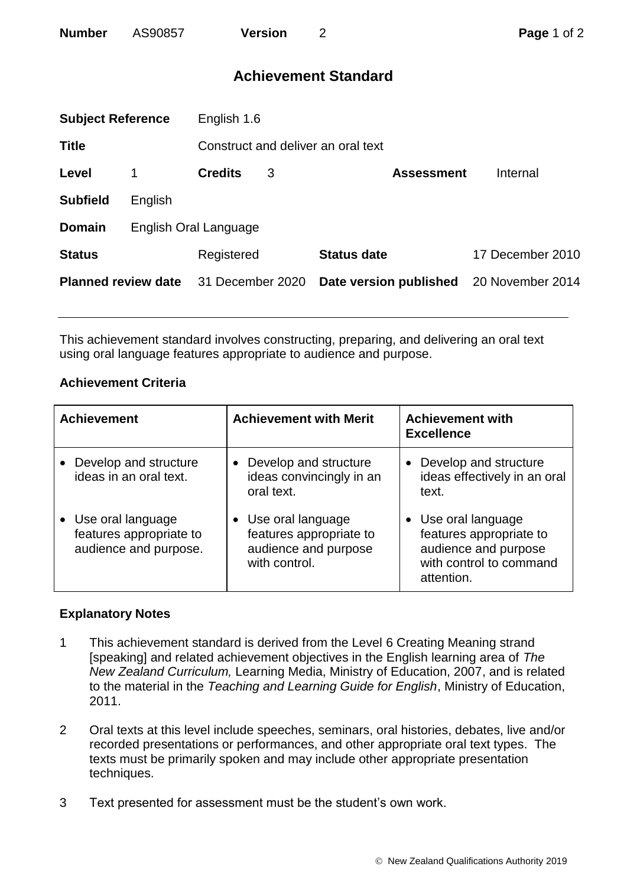# Achievement Standard

| | | | | | |
|---|---|---|---|---|---|
| **Subject Reference** | | English 1.6 | | | |
| **Title** | | Construct and deliver an oral text | | | |
| **Level** | 1 | **Credits** | 3 | **Assessment** | Internal |
| **Subfield** | English | | | | |
| **Domain** | English Oral Language | | | | |
| **Status** | | Registered | | **Status date** | 17 December 2010 |
| **Planned review date** | | 31 December 2020 | | **Date version published** | 20 November 2014 |

This achievement standard involves constructing, preparing, and delivering an oral text using oral language features appropriate to audience and purpose.

## Achievement Criteria

| Achievement | Achievement with Merit | Achievement with Excellence |
|---|---|---|
| • Develop and structure ideas in an oral text. | • Develop and structure ideas convincingly in an oral text. | • Develop and structure ideas effectively in an oral text. |
| • Use oral language features appropriate to audience and purpose. | • Use oral language features appropriate to audience and purpose with control. | • Use oral language features appropriate to audience and purpose with control to command attention. |

## Explanatory Notes

1. This achievement standard is derived from the Level 6 Creating Meaning strand [speaking] and related achievement objectives in the English learning area of *The New Zealand Curriculum,* Learning Media, Ministry of Education, 2007, and is related to the material in the *Teaching and Learning Guide for English*, Ministry of Education, 2011.

2. Oral texts at this level include speeches, seminars, oral histories, debates, live and/or recorded presentations or performances, and other appropriate oral text types. The texts must be primarily spoken and may include other appropriate presentation techniques.

3. Text presented for assessment must be the student's own work.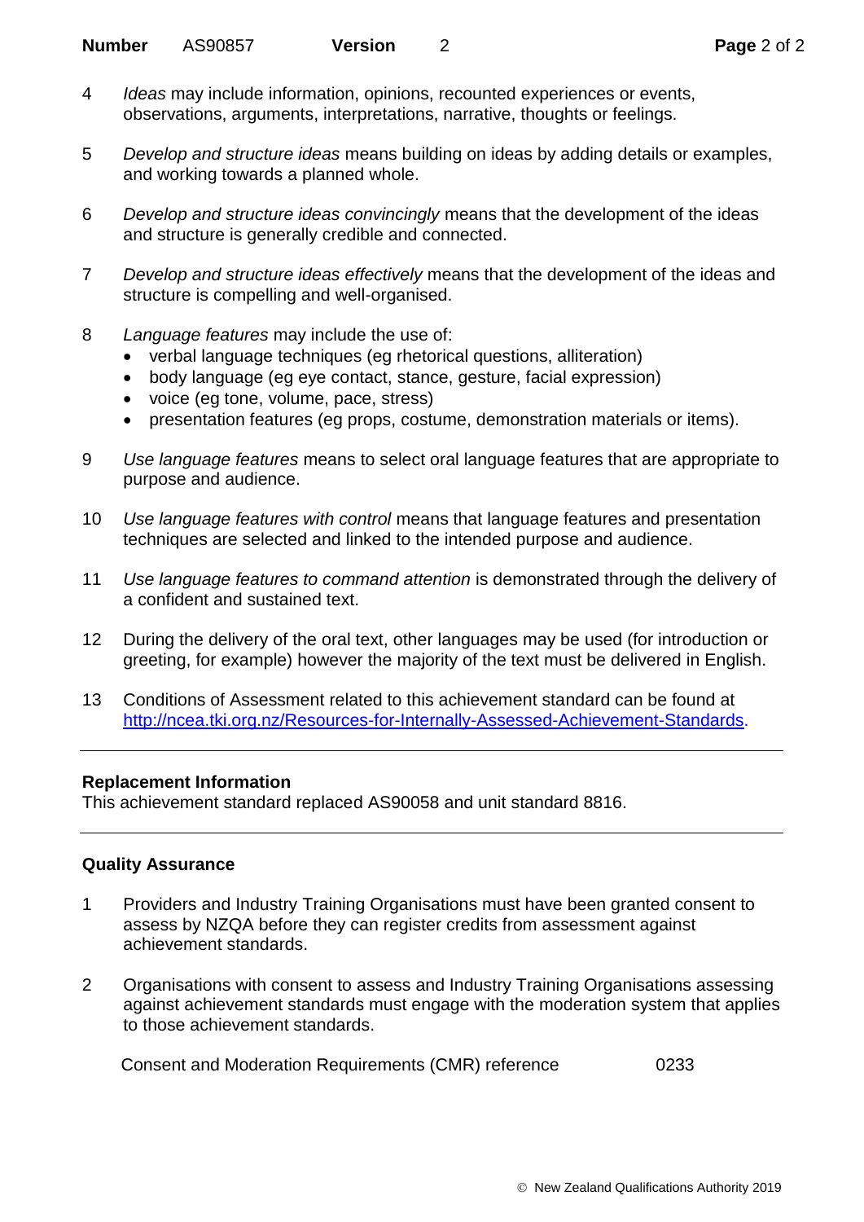4 *Ideas* may include information, opinions, recounted experiences or events, observations, arguments, interpretations, narrative, thoughts or feelings.

5 *Develop and structure ideas* means building on ideas by adding details or examples, and working towards a planned whole.

6 *Develop and structure ideas convincingly* means that the development of the ideas and structure is generally credible and connected.

7 *Develop and structure ideas effectively* means that the development of the ideas and structure is compelling and well-organised.

8 *Language features* may include the use of:
- verbal language techniques (eg rhetorical questions, alliteration)
- body language (eg eye contact, stance, gesture, facial expression)
- voice (eg tone, volume, pace, stress)
- presentation features (eg props, costume, demonstration materials or items).

9 *Use language features* means to select oral language features that are appropriate to purpose and audience.

10 *Use language features with control* means that language features and presentation techniques are selected and linked to the intended purpose and audience.

11 *Use language features to command attention* is demonstrated through the delivery of a confident and sustained text.

12 During the delivery of the oral text, other languages may be used (for introduction or greeting, for example) however the majority of the text must be delivered in English.

13 Conditions of Assessment related to this achievement standard can be found at http://ncea.tki.org.nz/Resources-for-Internally-Assessed-Achievement-Standards.

---

**Replacement Information**

This achievement standard replaced AS90058 and unit standard 8816.

---

**Quality Assurance**

1 Providers and Industry Training Organisations must have been granted consent to assess by NZQA before they can register credits from assessment against achievement standards.

2 Organisations with consent to assess and Industry Training Organisations assessing against achievement standards must engage with the moderation system that applies to those achievement standards.

Consent and Moderation Requirements (CMR) reference 0233